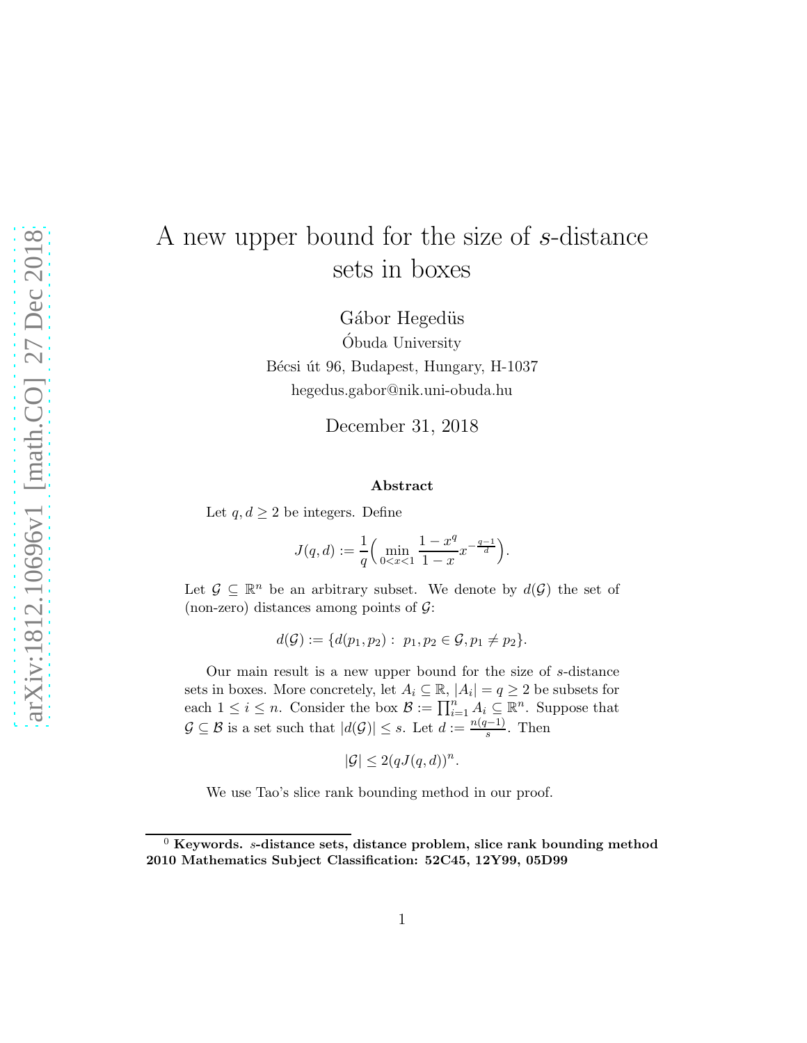# A new upper bound for the size of $s$-distance sets in boxes

Gábor Hegedüs

Óbuda University

Bécsi út 96, Budapest, Hungary, H-1037

hegedus.gabor@nik.uni-obuda.hu

December 31, 2018

### Abstract

Let $q, d \geq 2$ be integers. Define

$$J(q,d) := \frac{1}{q}\Big(\min_{0<x<1} \frac{1-x^q}{1-x} x^{-\frac{q-1}{d}}\Big).$$

Let $\mathcal{G} \subseteq \mathbb{R}^n$ be an arbitrary subset. We denote by $d(\mathcal{G})$ the set of (non-zero) distances among points of $\mathcal{G}$:

$$d(\mathcal{G}) := \{d(p_1, p_2) : \ p_1, p_2 \in \mathcal{G}, p_1 \neq p_2\}.$$

Our main result is a new upper bound for the size of $s$-distance sets in boxes. More concretely, let $A_i \subseteq \mathbb{R}$, $|A_i| = q \geq 2$ be subsets for each $1 \leq i \leq n$. Consider the box $\mathcal{B} := \prod_{i=1}^n A_i \subseteq \mathbb{R}^n$. Suppose that $\mathcal{G} \subseteq \mathcal{B}$ is a set such that $|d(\mathcal{G})| \leq s$. Let $d := \frac{n(q-1)}{s}$. Then

$$|\mathcal{G}| \leq 2(qJ(q,d))^n.$$

We use Tao's slice rank bounding method in our proof.

---

[0] **Keywords.** *s*-**distance sets, distance problem, slice rank bounding method**
**2010 Mathematics Subject Classification: 52C45, 12Y99, 05D99**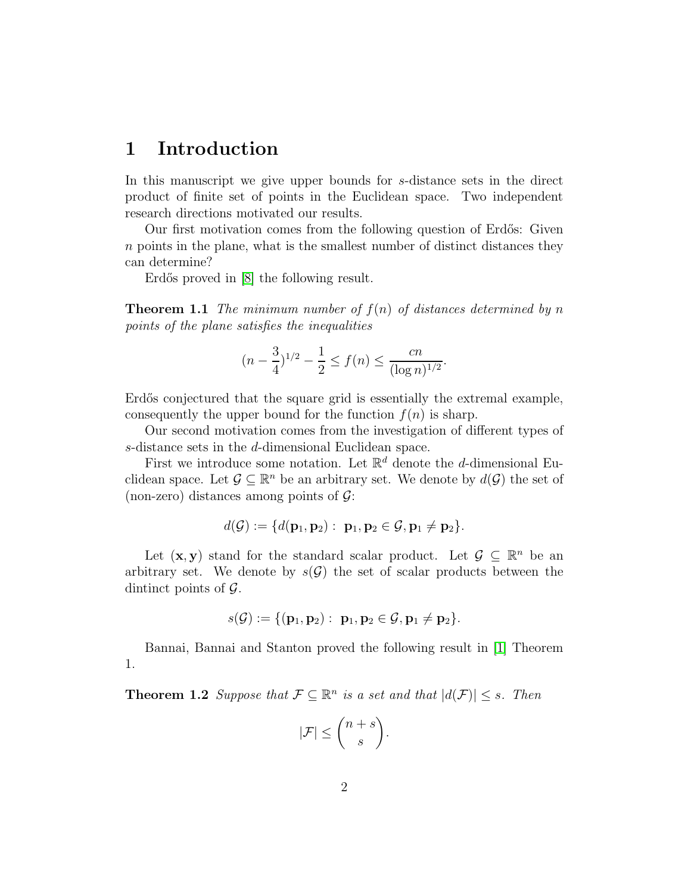# 1 Introduction

In this manuscript we give upper bounds for $s$-distance sets in the direct product of finite set of points in the Euclidean space. Two independent research directions motivated our results.

Our first motivation comes from the following question of Erdős: Given $n$ points in the plane, what is the smallest number of distinct distances they can determine?

Erdős proved in [8] the following result.

**Theorem 1.1** *The minimum number of $f(n)$ of distances determined by $n$ points of the plane satisfies the inequalities*

$$(n - \frac{3}{4})^{1/2} - \frac{1}{2} \leq f(n) \leq \frac{cn}{(\log n)^{1/2}}.$$

Erdős conjectured that the square grid is essentially the extremal example, consequently the upper bound for the function $f(n)$ is sharp.

Our second motivation comes from the investigation of different types of $s$-distance sets in the $d$-dimensional Euclidean space.

First we introduce some notation. Let $\mathbb{R}^d$ denote the $d$-dimensional Euclidean space. Let $\mathcal{G} \subseteq \mathbb{R}^n$ be an arbitrary set. We denote by $d(\mathcal{G})$ the set of (non-zero) distances among points of $\mathcal{G}$:

$$d(\mathcal{G}) := \{d(\mathbf{p}_1, \mathbf{p}_2) : \ \mathbf{p}_1, \mathbf{p}_2 \in \mathcal{G}, \mathbf{p}_1 \neq \mathbf{p}_2\}.$$

Let $(\mathbf{x}, \mathbf{y})$ stand for the standard scalar product. Let $\mathcal{G} \subseteq \mathbb{R}^n$ be an arbitrary set. We denote by $s(\mathcal{G})$ the set of scalar products between the dintinct points of $\mathcal{G}$.

$$s(\mathcal{G}) := \{(\mathbf{p}_1, \mathbf{p}_2) : \ \mathbf{p}_1, \mathbf{p}_2 \in \mathcal{G}, \mathbf{p}_1 \neq \mathbf{p}_2\}.$$

Bannai, Bannai and Stanton proved the following result in [1] Theorem 1.

**Theorem 1.2** *Suppose that $\mathcal{F} \subseteq \mathbb{R}^n$ is a set and that $|d(\mathcal{F})| \leq s$. Then*

$$|\mathcal{F}| \leq \binom{n+s}{s}.$$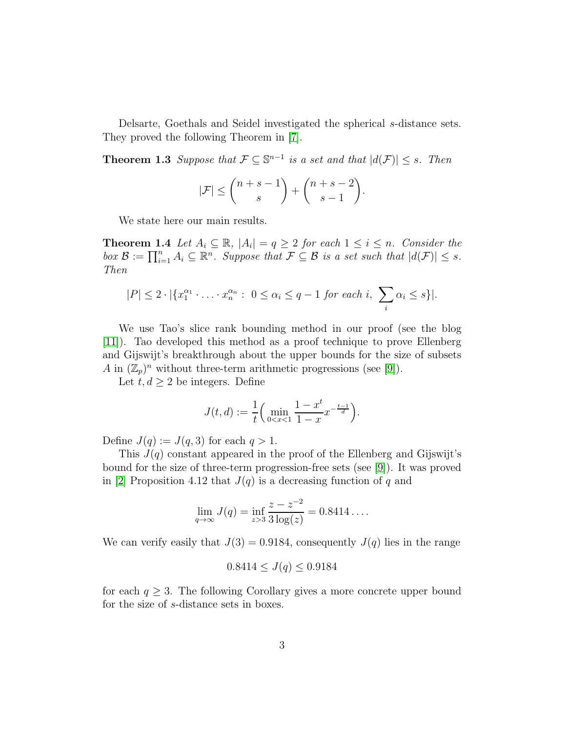Delsarte, Goethals and Seidel investigated the spherical $s$-distance sets. They proved the following Theorem in [7].

**Theorem 1.3** *Suppose that $\mathcal{F} \subseteq \mathbb{S}^{n-1}$ is a set and that $|d(\mathcal{F})| \leq s$. Then*

$$|\mathcal{F}| \leq \binom{n+s-1}{s} + \binom{n+s-2}{s-1}.$$

We state here our main results.

**Theorem 1.4** *Let $A_i \subseteq \mathbb{R}$, $|A_i| = q \geq 2$ for each $1 \leq i \leq n$. Consider the box $\mathcal{B} := \prod_{i=1}^n A_i \subseteq \mathbb{R}^n$. Suppose that $\mathcal{F} \subseteq \mathcal{B}$ is a set such that $|d(\mathcal{F})| \leq s$. Then*

$$|P| \leq 2 \cdot |\{x_1^{\alpha_1} \cdot \ldots \cdot x_n^{\alpha_n} : \ 0 \leq \alpha_i \leq q-1 \text{ for each } i, \ \sum_i \alpha_i \leq s\}|.$$

We use Tao's slice rank bounding method in our proof (see the blog [11]). Tao developed this method as a proof technique to prove Ellenberg and Gijswijt's breakthrough about the upper bounds for the size of subsets $A$ in $(\mathbb{Z}_p)^n$ without three-term arithmetic progressions (see [9]).

Let $t, d \geq 2$ be integers. Define

$$J(t,d) := \frac{1}{t}\Big( \min_{0<x<1} \frac{1-x^t}{1-x} x^{-\frac{t-1}{d}} \Big).$$

Define $J(q) := J(q,3)$ for each $q > 1$.

This $J(q)$ constant appeared in the proof of the Ellenberg and Gijswijt's bound for the size of three-term progression-free sets (see [9]). It was proved in [2] Proposition 4.12 that $J(q)$ is a decreasing function of $q$ and

$$\lim_{q \to \infty} J(q) = \inf_{z>3} \frac{z - z^{-2}}{3\log(z)} = 0.8414\ldots.$$

We can verify easily that $J(3) = 0.9184$, consequently $J(q)$ lies in the range

$$0.8414 \leq J(q) \leq 0.9184$$

for each $q \geq 3$. The following Corollary gives a more concrete upper bound for the size of $s$-distance sets in boxes.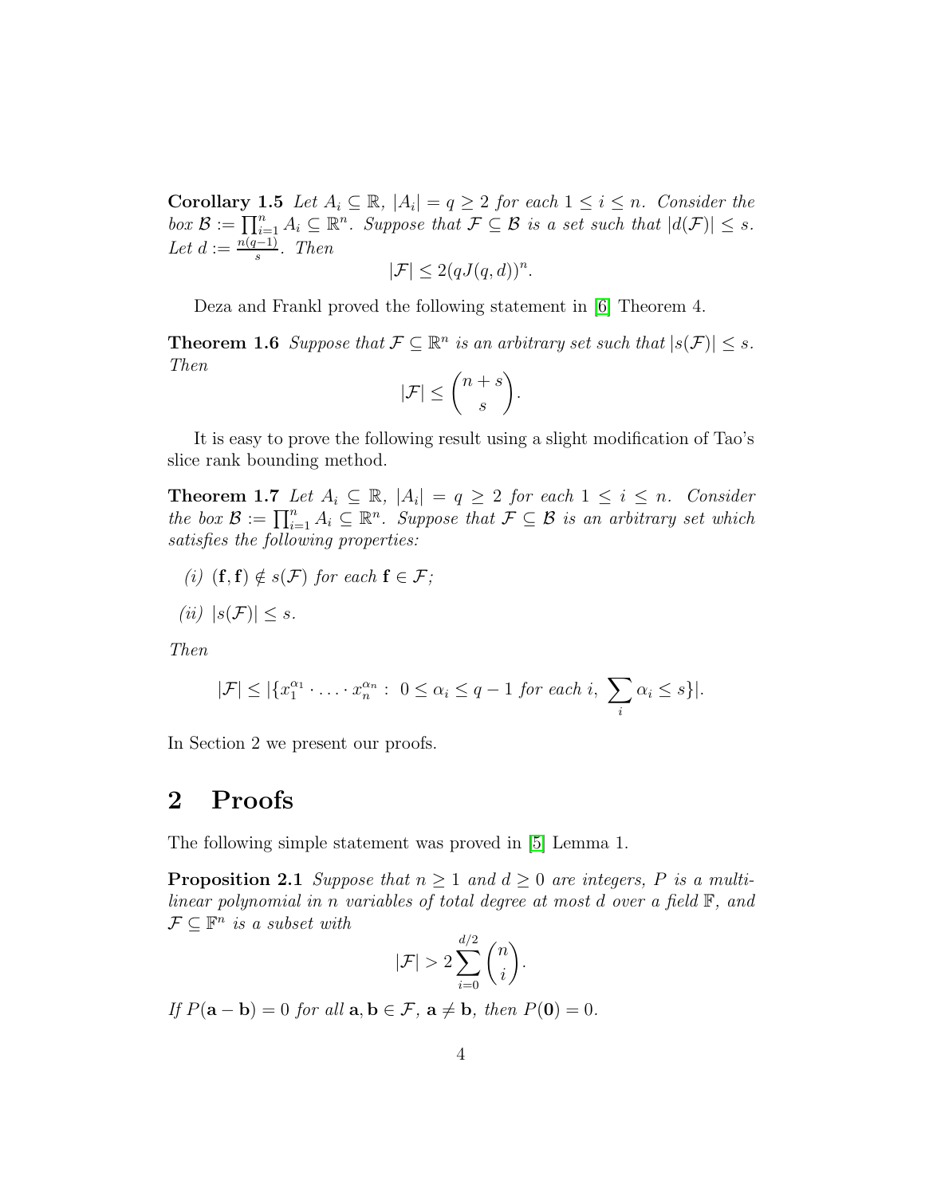**Corollary 1.5** *Let $A_i \subseteq \mathbb{R}$, $|A_i| = q \geq 2$ for each $1 \leq i \leq n$. Consider the box $\mathcal{B} := \prod_{i=1}^n A_i \subseteq \mathbb{R}^n$. Suppose that $\mathcal{F} \subseteq \mathcal{B}$ is a set such that $|d(\mathcal{F})| \leq s$. Let $d := \frac{n(q-1)}{s}$. Then*

$$|\mathcal{F}| \leq 2(qJ(q,d))^n.$$

Deza and Frankl proved the following statement in [6] Theorem 4.

**Theorem 1.6** *Suppose that $\mathcal{F} \subseteq \mathbb{R}^n$ is an arbitrary set such that $|s(\mathcal{F})| \leq s$. Then*

$$|\mathcal{F}| \leq \binom{n+s}{s}.$$

It is easy to prove the following result using a slight modification of Tao's slice rank bounding method.

**Theorem 1.7** *Let $A_i \subseteq \mathbb{R}$, $|A_i| = q \geq 2$ for each $1 \leq i \leq n$. Consider the box $\mathcal{B} := \prod_{i=1}^n A_i \subseteq \mathbb{R}^n$. Suppose that $\mathcal{F} \subseteq \mathcal{B}$ is an arbitrary set which satisfies the following properties:*

*(i) $(\mathbf{f}, \mathbf{f}) \notin s(\mathcal{F})$ for each $\mathbf{f} \in \mathcal{F}$;*

*(ii) $|s(\mathcal{F})| \leq s$.*

*Then*

$$|\mathcal{F}| \leq |\{x_1^{\alpha_1} \cdot \ldots \cdot x_n^{\alpha_n} : \ 0 \leq \alpha_i \leq q-1 \text{ for each } i, \ \sum_i \alpha_i \leq s\}|.$$

In Section 2 we present our proofs.

## 2 Proofs

The following simple statement was proved in [5] Lemma 1.

**Proposition 2.1** *Suppose that $n \geq 1$ and $d \geq 0$ are integers, $P$ is a multilinear polynomial in $n$ variables of total degree at most $d$ over a field $\mathbb{F}$, and $\mathcal{F} \subseteq \mathbb{F}^n$ is a subset with*

$$|\mathcal{F}| > 2\sum_{i=0}^{d/2} \binom{n}{i}.$$

*If $P(\mathbf{a} - \mathbf{b}) = 0$ for all $\mathbf{a}, \mathbf{b} \in \mathcal{F}$, $\mathbf{a} \neq \mathbf{b}$, then $P(\mathbf{0}) = 0$.*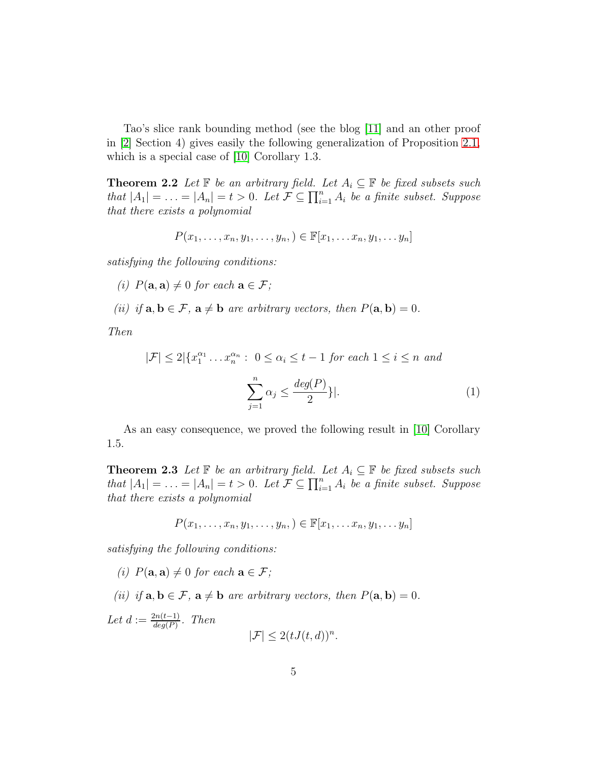Tao's slice rank bounding method (see the blog [11] and an other proof in [2] Section 4) gives easily the following generalization of Proposition 2.1, which is a special case of [10] Corollary 1.3.

**Theorem 2.2** *Let $\mathbb{F}$ be an arbitrary field. Let $A_i \subseteq \mathbb{F}$ be fixed subsets such that $|A_1| = \ldots = |A_n| = t > 0$. Let $\mathcal{F} \subseteq \prod_{i=1}^n A_i$ be a finite subset. Suppose that there exists a polynomial*

$$P(x_1, \ldots, x_n, y_1, \ldots, y_n, ) \in \mathbb{F}[x_1, \ldots x_n, y_1, \ldots y_n]$$

*satisfying the following conditions:*

*(i) $P(\mathbf{a}, \mathbf{a}) \neq 0$ for each $\mathbf{a} \in \mathcal{F}$;*

*(ii) if $\mathbf{a}, \mathbf{b} \in \mathcal{F}$, $\mathbf{a} \neq \mathbf{b}$ are arbitrary vectors, then $P(\mathbf{a}, \mathbf{b}) = 0$.*

*Then*

$$|\mathcal{F}| \leq 2|\{x_1^{\alpha_1} \ldots x_n^{\alpha_n} : \ 0 \leq \alpha_i \leq t-1 \text{ for each } 1 \leq i \leq n \text{ and } \sum_{j=1}^{n} \alpha_j \leq \frac{deg(P)}{2}\}|. \quad (1)$$

As an easy consequence, we proved the following result in [10] Corollary 1.5.

**Theorem 2.3** *Let $\mathbb{F}$ be an arbitrary field. Let $A_i \subseteq \mathbb{F}$ be fixed subsets such that $|A_1| = \ldots = |A_n| = t > 0$. Let $\mathcal{F} \subseteq \prod_{i=1}^n A_i$ be a finite subset. Suppose that there exists a polynomial*

$$P(x_1, \ldots, x_n, y_1, \ldots, y_n, ) \in \mathbb{F}[x_1, \ldots x_n, y_1, \ldots y_n]$$

*satisfying the following conditions:*

*(i) $P(\mathbf{a}, \mathbf{a}) \neq 0$ for each $\mathbf{a} \in \mathcal{F}$;*

*(ii) if $\mathbf{a}, \mathbf{b} \in \mathcal{F}$, $\mathbf{a} \neq \mathbf{b}$ are arbitrary vectors, then $P(\mathbf{a}, \mathbf{b}) = 0$.*

*Let $d := \frac{2n(t-1)}{deg(P)}$. Then*

$$|\mathcal{F}| \leq 2(tJ(t, d))^n.$$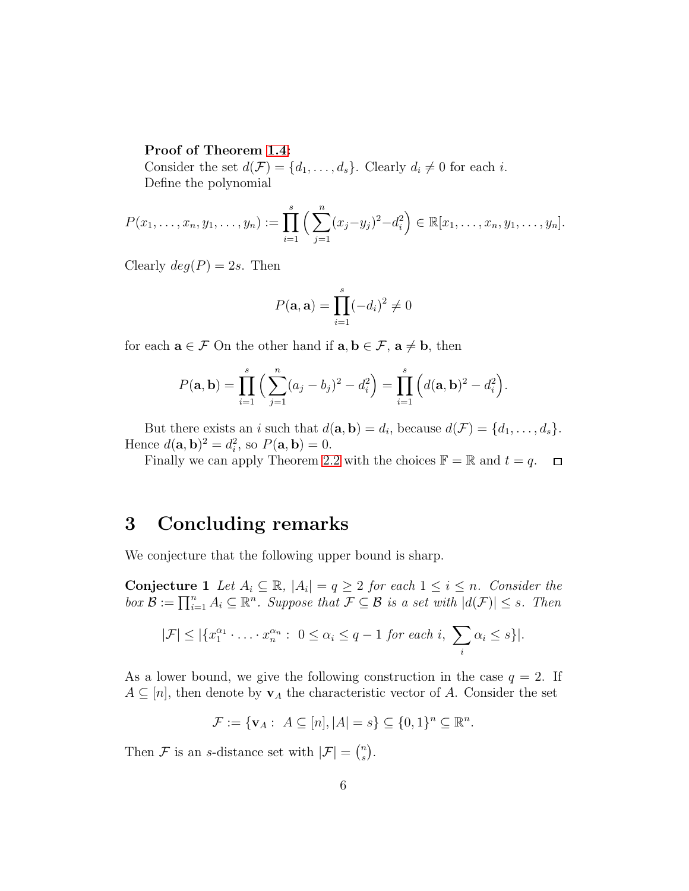**Proof of Theorem 1.4:**

Consider the set $d(\mathcal{F}) = \{d_1, \dots, d_s\}$. Clearly $d_i \neq 0$ for each $i$.

Define the polynomial

$$P(x_1, \dots, x_n, y_1, \dots, y_n) := \prod_{i=1}^{s} \Big( \sum_{j=1}^{n} (x_j - y_j)^2 - d_i^2 \Big) \in \mathbb{R}[x_1, \dots, x_n, y_1, \dots, y_n].$$

Clearly $deg(P) = 2s$. Then

$$P(\mathbf{a}, \mathbf{a}) = \prod_{i=1}^{s} (-d_i)^2 \neq 0$$

for each $\mathbf{a} \in \mathcal{F}$ On the other hand if $\mathbf{a}, \mathbf{b} \in \mathcal{F}$, $\mathbf{a} \neq \mathbf{b}$, then

$$P(\mathbf{a}, \mathbf{b}) = \prod_{i=1}^{s} \Big( \sum_{j=1}^{n} (a_j - b_j)^2 - d_i^2 \Big) = \prod_{i=1}^{s} \Big( d(\mathbf{a}, \mathbf{b})^2 - d_i^2 \Big).$$

But there exists an $i$ such that $d(\mathbf{a}, \mathbf{b}) = d_i$, because $d(\mathcal{F}) = \{d_1, \dots, d_s\}$. Hence $d(\mathbf{a}, \mathbf{b})^2 = d_i^2$, so $P(\mathbf{a}, \mathbf{b}) = 0$.

Finally we can apply Theorem 2.2 with the choices $\mathbb{F} = \mathbb{R}$ and $t = q$. $\square$

# 3 Concluding remarks

We conjecture that the following upper bound is sharp.

**Conjecture 1** *Let $A_i \subseteq \mathbb{R}$, $|A_i| = q \geq 2$ for each $1 \leq i \leq n$. Consider the box $\mathcal{B} := \prod_{i=1}^{n} A_i \subseteq \mathbb{R}^n$. Suppose that $\mathcal{F} \subseteq \mathcal{B}$ is a set with $|d(\mathcal{F})| \leq s$. Then*

$$|\mathcal{F}| \leq |\{x_1^{\alpha_1} \cdot \ldots \cdot x_n^{\alpha_n} : \ 0 \leq \alpha_i \leq q-1 \text{ for each } i, \ \sum_i \alpha_i \leq s\}|.$$

As a lower bound, we give the following construction in the case $q = 2$. If $A \subseteq [n]$, then denote by $\mathbf{v}_A$ the characteristic vector of $A$. Consider the set

$$\mathcal{F} := \{\mathbf{v}_A : \ A \subseteq [n], |A| = s\} \subseteq \{0,1\}^n \subseteq \mathbb{R}^n.$$

Then $\mathcal{F}$ is an $s$-distance set with $|\mathcal{F}| = \binom{n}{s}$.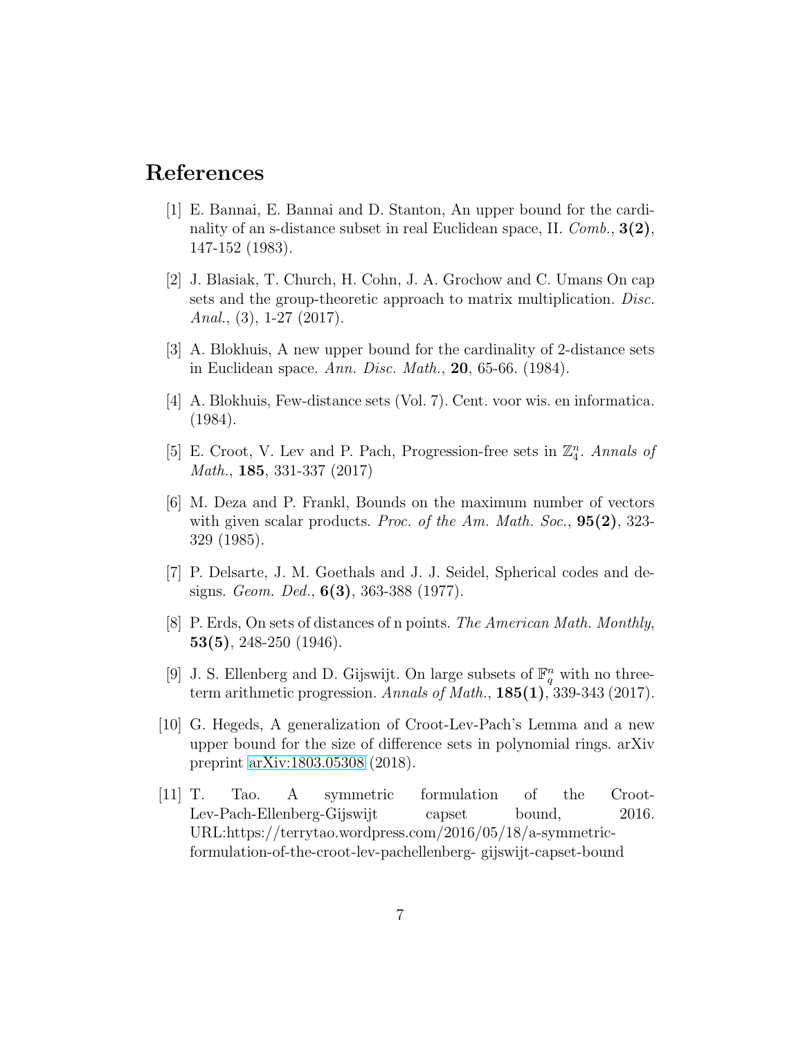## References

[1] E. Bannai, E. Bannai and D. Stanton, An upper bound for the cardinality of an s-distance subset in real Euclidean space, II. *Comb.*, **3(2)**, 147-152 (1983).

[2] J. Blasiak, T. Church, H. Cohn, J. A. Grochow and C. Umans On cap sets and the group-theoretic approach to matrix multiplication. *Disc. Anal.*, (3), 1-27 (2017).

[3] A. Blokhuis, A new upper bound for the cardinality of 2-distance sets in Euclidean space. *Ann. Disc. Math.*, **20**, 65-66. (1984).

[4] A. Blokhuis, Few-distance sets (Vol. 7). Cent. voor wis. en informatica. (1984).

[5] E. Croot, V. Lev and P. Pach, Progression-free sets in $\mathbb{Z}_4^n$. *Annals of Math.*, **185**, 331-337 (2017)

[6] M. Deza and P. Frankl, Bounds on the maximum number of vectors with given scalar products. *Proc. of the Am. Math. Soc.*, **95(2)**, 323-329 (1985).

[7] P. Delsarte, J. M. Goethals and J. J. Seidel, Spherical codes and designs. *Geom. Ded.*, **6(3)**, 363-388 (1977).

[8] P. Erds, On sets of distances of n points. *The American Math. Monthly*, **53(5)**, 248-250 (1946).

[9] J. S. Ellenberg and D. Gijswijt. On large subsets of $\mathbb{F}_q^n$ with no three-term arithmetic progression. *Annals of Math.*, **185(1)**, 339-343 (2017).

[10] G. Hegeds, A generalization of Croot-Lev-Pach's Lemma and a new upper bound for the size of difference sets in polynomial rings. arXiv preprint arXiv:1803.05308 (2018).

[11] T. Tao. A symmetric formulation of the Croot-Lev-Pach-Ellenberg-Gijswijt capset bound, 2016. URL:https://terrytao.wordpress.com/2016/05/18/a-symmetric-formulation-of-the-croot-lev-pachellenberg- gijswijt-capset-bound